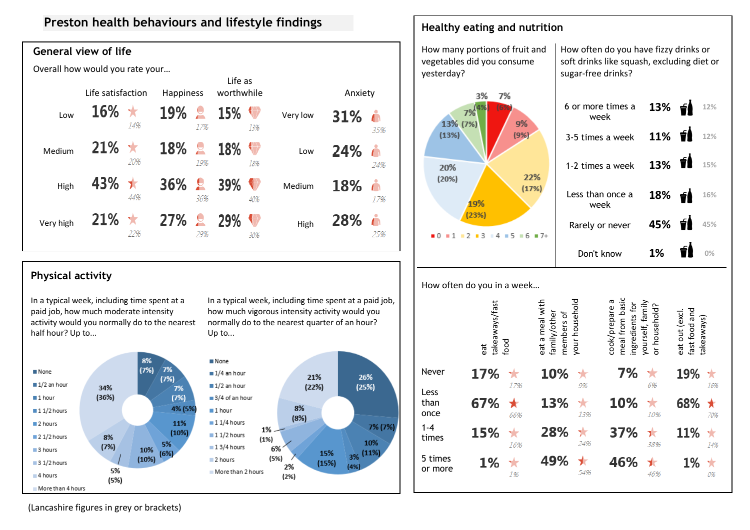# Preston health behaviours and lifestyle findings

## General view of life

Overall how would you rate your...

| | Life satisfaction | Happiness | Life as worthwhile |
|---|---|---|---|
| Low | 16% (14%) | 19% (17%) | 15% (13%) |
| Medium | 21% (20%) | 18% (19%) | 18% (18%) |
| High | 43% (44%) | 36% (36%) | 39% (40%) |
| Very high | 21% (22%) | 27% (29%) | 29% (30%) |

| | Anxiety |
|---|---|
| Very low | 31% (35%) |
| Low | 24% (24%) |
| Medium | 18% (17%) |
| High | 28% (25%) |

## Physical activity

In a typical week, including time spent at a paid job, how much moderate intensity activity would you normally do to the nearest half hour? Up to...

| | Preston | (Lancashire) |
|---|---|---|
| None | 8% | (7%) |
| 1/2 an hour | 7% | (7%) |
| 1 hour | 7% | (7%) |
| 1 1/2 hours | 4% | (5%) |
| 2 hours | 11% | (10%) |
| 2 1/2 hours | 5% | (6%) |
| 3 hours | 10% | (10%) |
| 3 1/2 hours | 5% | (5%) |
| 4 hours | 8% | (7%) |
| More than 4 hours | 34% | (36%) |

In a typical week, including time spent at a paid job, how much vigorous intensity activity would you normally do to the nearest quarter of an hour? Up to...

| | Preston | (Lancashire) |
|---|---|---|
| None | 26% | (25%) |
| 1/4 an hour | 7% | (7%) |
| 1/2 an hour | 10% | (11%) |
| 3/4 of an hour | 3% | (4%) |
| 1 hour | 15% | (15%) |
| 1 1/4 hours | 2% | (2%) |
| 1 1/2 hours | 6% | (5%) |
| 1 3/4 hours | 1% | (1%) |
| 2 hours | 8% | (8%) |
| More than 2 hours | 21% | (22%) |

## Healthy eating and nutrition

How many portions of fruit and vegetables did you consume yesterday?

| Portions | Preston | (Lancashire) |
|---|---|---|
| 0 | 7% | (6%) |
| 1 | 9% | (9%) |
| 2 | 22% | (17%) |
| 3 | 19% | (23%) |
| 4 | 20% | (20%) |
| 5 | 13% | (13%) |
| 6 | 7% | (7%) |
| 7+ | 3% | (4%) |

How often do you have fizzy drinks or soft drinks like squash, excluding diet or sugar-free drinks?

| | Preston | (Lancashire) |
|---|---|---|
| 6 or more times a week | 13% | 12% |
| 3-5 times a week | 11% | 12% |
| 1-2 times a week | 13% | 15% |
| Less than once a week | 18% | 16% |
| Rarely or never | 45% | 45% |
| Don't know | 1% | 0% |

How often do you in a week...

| | eat takeaways/fast food | eat a meal with family/other members of your household | cook/prepare a meal from basic ingredients for yourself, family or household? | eat out (excl. fast food and takeaways) |
|---|---|---|---|---|
| Never | 17% (17%) | 10% (9%) | 7% (6%) | 19% (16%) |
| Less than once | 67% (66%) | 13% (13%) | 10% (10%) | 68% (70%) |
| 1-4 times | 15% (16%) | 28% (24%) | 37% (38%) | 11% (14%) |
| 5 times or more | 1% (1%) | 49% (54%) | 46% (46%) | 1% (0%) |

(Lancashire figures in grey or brackets)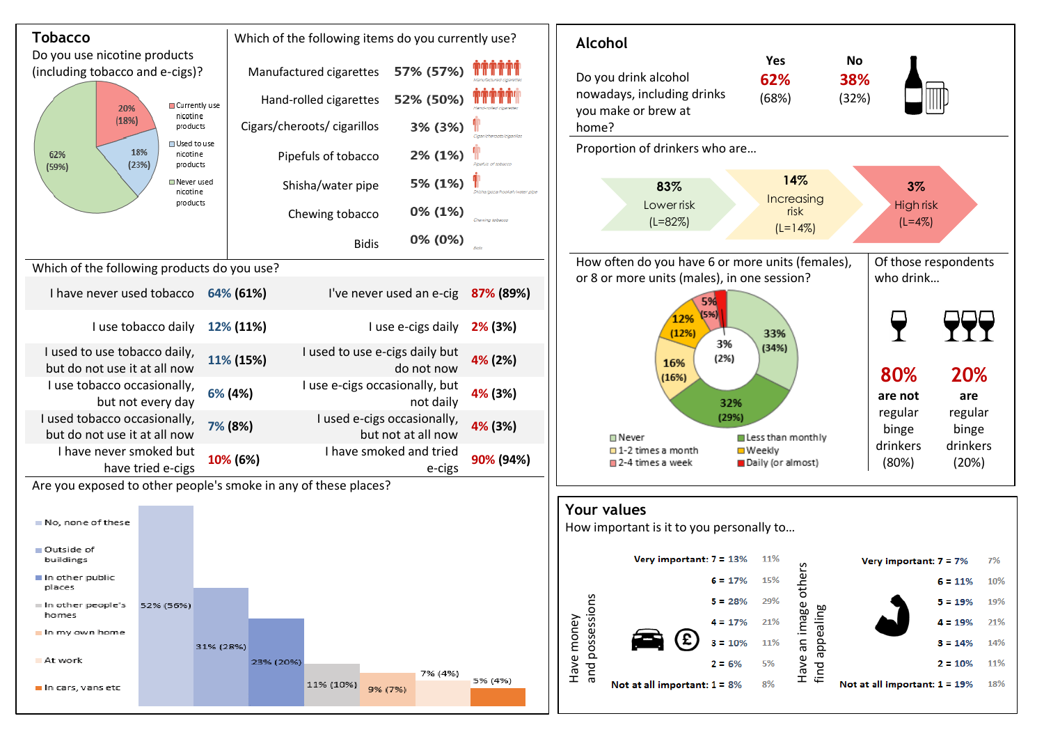## Tobacco

Do you use nicotine products (including tobacco and e-cigs)?

| Category | % |
|---|---|
| Currently use nicotine products | 20% (18%) |
| Used to use nicotine products | 18% (23%) |
| Never used nicotine products | 62% (59%) |

Which of the following items do you currently use?

| Item | % |
|---|---|
| Manufactured cigarettes | 57% (57%) |
| Hand-rolled cigarettes | 52% (50%) |
| Cigars/cheroots/ cigarillos | 3% (3%) |
| Pipefuls of tobacco | 2% (1%) |
| Shisha/water pipe | 5% (1%) |
| Chewing tobacco | 0% (1%) |
| Bidis | 0% (0%) |

Which of the following products do you use?

| Tobacco | % | E-cigs | % |
|---|---|---|---|
| I have never used tobacco | 64% (61%) | I've never used an e-cig | 87% (89%) |
| I use tobacco daily | 12% (11%) | I use e-cigs daily | 2% (3%) |
| I used to use tobacco daily, but do not use it at all now | 11% (15%) | I used to use e-cigs daily but do not now | 4% (2%) |
| I use tobacco occasionally, but not every day | 6% (4%) | I use e-cigs occasionally, but not daily | 4% (3%) |
| I used tobacco occasionally, but do not use it at all now | 7% (8%) | I used e-cigs occasionally, but not at all now | 4% (3%) |
| I have never smoked but have tried e-cigs | 10% (6%) | I have smoked and tried e-cigs | 90% (94%) |

Are you exposed to other people's smoke in any of these places?

| Place | % |
|---|---|
| No, none of these | 52% (56%) |
| Outside of buildings | 31% (28%) |
| In other public places | 23% (20%) |
| In other people's homes | 11% (10%) |
| In my own home | 9% (7%) |
| At work | 7% (4%) |
| In cars, vans etc | 5% (4%) |

## Alcohol

Do you drink alcohol nowadays, including drinks you make or brew at home?

| Yes | No |
|---|---|
| 62% (68%) | 38% (32%) |

Proportion of drinkers who are…

| Lower risk | Increasing risk | High risk |
|---|---|---|
| 83% (L=82%) | 14% (L=14%) | 3% (L=4%) |

How often do you have 6 or more units (females), or 8 or more units (males), in one session?

| Frequency | % |
|---|---|
| Never | 33% (34%) |
| Less than monthly | 32% (29%) |
| 1-2 times a month | 16% (16%) |
| Weekly | 12% (12%) |
| 2-4 times a week | 5% (5%) |
| Daily (or almost) | 3% (2%) |

Of those respondents who drink…

- **80%** are not regular binge drinkers (80%)
- **20%** are regular binge drinkers (20%)

## Your values

How important is it to you personally to…

| Rating | Have money and possessions | | Have an image others find appealing | |
|---|---|---|---|---|
| Very important: 7 | 13% | 11% | 7% | 7% |
| 6 | 17% | 15% | 11% | 10% |
| 5 | 28% | 29% | 19% | 19% |
| 4 | 17% | 21% | 19% | 21% |
| 3 | 10% | 11% | 14% | 14% |
| 2 | 6% | 5% | 10% | 11% |
| Not at all important: 1 | 8% | 8% | 19% | 18% |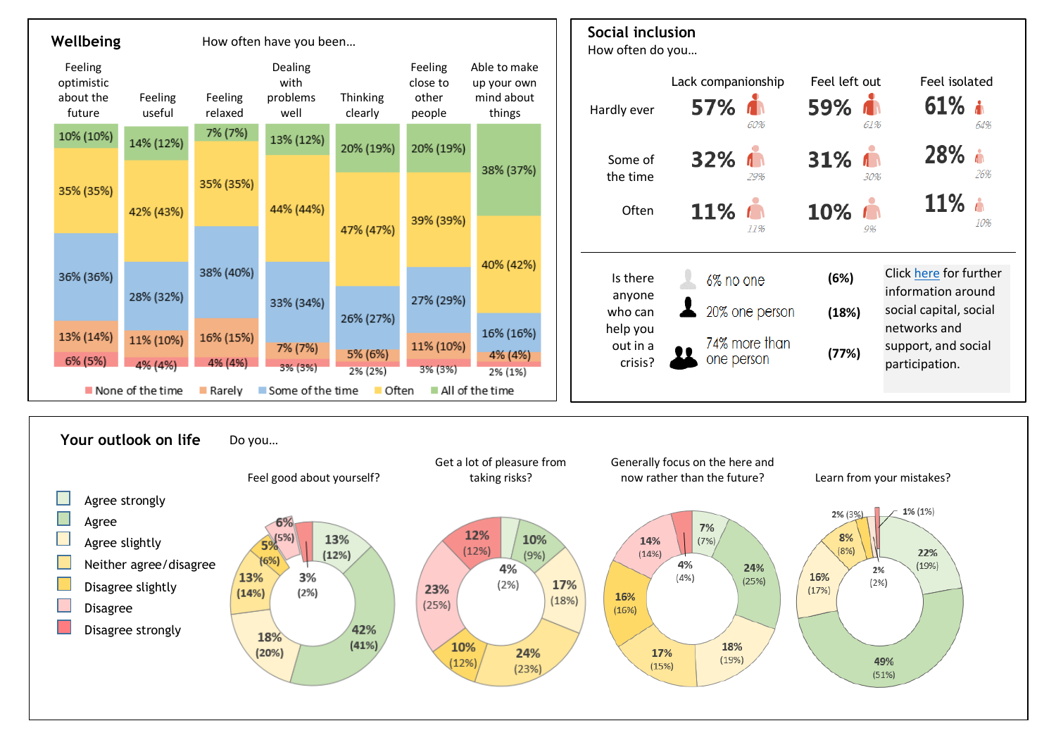## Wellbeing

How often have you been...

| | None of the time | Rarely | Some of the time | Often | All of the time |
|---|---|---|---|---|---|
| Feeling optimistic about the future | 6% (5%) | 13% (14%) | 36% (36%) | 35% (35%) | 10% (10%) |
| Feeling useful | 4% (4%) | 11% (10%) | 28% (32%) | 42% (43%) | 14% (12%) |
| Feeling relaxed | 4% (4%) | 16% (15%) | 38% (40%) | 35% (35%) | 7% (7%) |
| Dealing with problems well | 3% (3%) | 7% (7%) | 33% (34%) | 44% (44%) | 13% (12%) |
| Thinking clearly | 2% (2%) | 5% (6%) | 26% (27%) | 47% (47%) | 20% (19%) |
| Feeling close to other people | 3% (3%) | 11% (10%) | 27% (29%) | 39% (39%) | 20% (19%) |
| Able to make up your own mind about things | 2% (1%) | 4% (4%) | 16% (16%) | 40% (42%) | 38% (37%) |

## Social inclusion

How often do you...

| | Lack companionship | Feel left out | Feel isolated |
|---|---|---|---|
| Hardly ever | 57% (60%) | 59% (61%) | 61% (64%) |
| Some of the time | 32% (29%) | 31% (30%) | 28% (26%) |
| Often | 11% (11%) | 10% (9%) | 11% (10%) |

Is there anyone who can help you out in a crisis?

| | |
|---|---|
| 6% no one | (6%) |
| 20% one person | (18%) |
| 74% more than one person | (77%) |

Click here for further information around social capital, social networks and support, and social participation.

## Your outlook on life

Do you...

| | Feel good about yourself? | Get a lot of pleasure from taking risks? | Generally focus on the here and now rather than the future? | Learn from your mistakes? |
|---|---|---|---|---|
| Agree strongly | 13% (12%) | 10% (9%) | 7% (7%) | 22% (19%) |
| Agree | 42% (41%) | | 24% (25%) | 49% (51%) |
| Agree slightly | 18% (20%) | 17% (18%) | 18% (19%) | 16% (17%) |
| Neither agree/disagree | 13% (14%) | 24% (23%) | 17% (15%) | 8% (8%) |
| Disagree slightly | 5% (6%) | 10% (12%) | 16% (16%) | 2% (3%) |
| Disagree | 6% (5%) | 23% (25%) | 14% (14%) | |
| Disagree strongly | 3% (2%) | 12% (12%) | 4% (4%) | 1% (1%) |
| Centre value | 3% (2%) | 4% (2%) | 4% (4%) | 2% (2%) |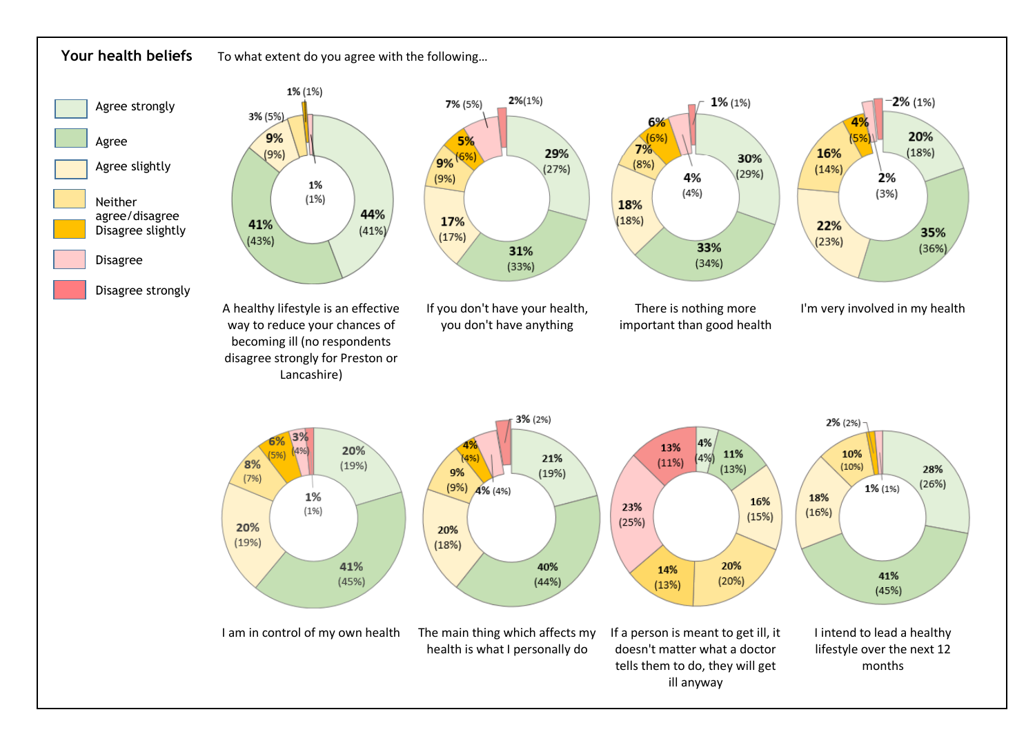## Your health beliefs

To what extent do you agree with the following…

Legend: Agree strongly · Agree · Agree slightly · Neither agree/disagree · Disagree slightly · Disagree · Disagree strongly

| Statement | Agree strongly | Agree | Agree slightly | Neither agree/disagree | Disagree slightly | Disagree | Disagree strongly |
|---|---|---|---|---|---|---|---|
| A healthy lifestyle is an effective way to reduce your chances of becoming ill (no respondents disagree strongly for Preston or Lancashire) | 44% (41%) | 41% (43%) | 9% (9%) | 3% (5%) | 1% (1%) | 1% (1%) | |
| If you don't have your health, you don't have anything | 29% (27%) | 31% (33%) | 17% (17%) | 9% (9%) | 5% (6%) | 7% (5%) | 2% (1%) |
| There is nothing more important than good health | 30% (29%) | 33% (34%) | 18% (18%) | 7% (8%) | 6% (6%) | 4% (4%) | 1% (1%) |
| I'm very involved in my health | 20% (18%) | 35% (36%) | 22% (23%) | 16% (14%) | 4% (5%) | 2% (3%) | 2% (1%) |
| I am in control of my own health | 20% (19%) | 41% (45%) | 20% (19%) | 8% (7%) | 6% (5%) | 3% (4%) | 1% (1%) |
| The main thing which affects my health is what I personally do | 21% (19%) | 40% (44%) | 20% (18%) | 9% (9%) | 4% (4%) | 4% (4%) | 3% (2%) |
| If a person is meant to get ill, it doesn't matter what a doctor tells them to do, they will get ill anyway | 4% (4%) | 11% (13%) | 16% (15%) | 20% (20%) | 14% (13%) | 23% (25%) | 13% (11%) |
| I intend to lead a healthy lifestyle over the next 12 months | 28% (26%) | 41% (45%) | 18% (16%) | 10% (10%) | 2% (2%) | 1% (1%) | |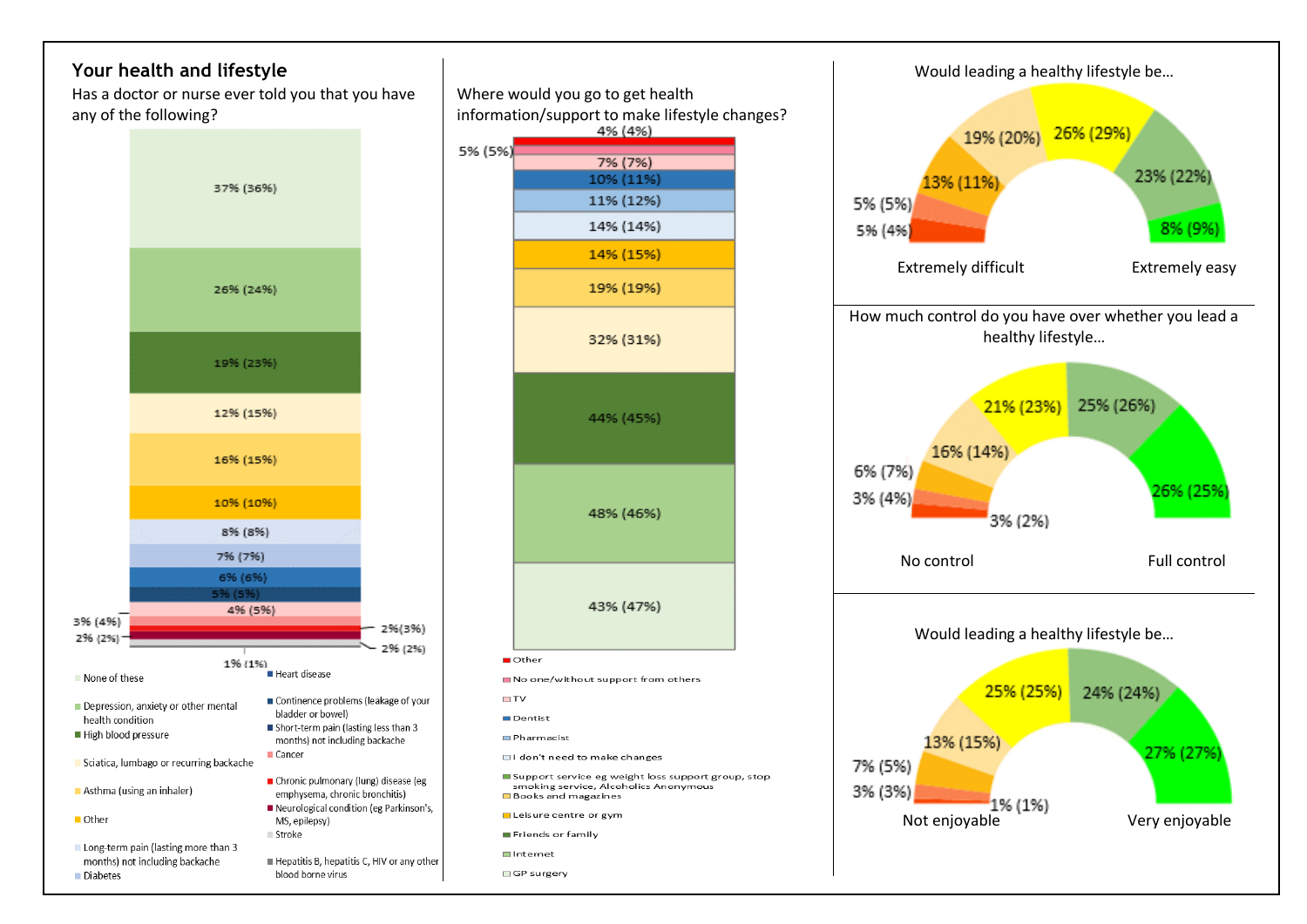## Your health and lifestyle

Has a doctor or nurse ever told you that you have any of the following?

| Condition | % |
|---|---|
| None of these | 37% (36%) |
| Depression, anxiety or other mental health condition | 26% (24%) |
| High blood pressure | 19% (23%) |
| Sciatica, lumbago or recurring backache | 12% (15%) |
| Asthma (using an inhaler) | 16% (15%) |
| Other | 10% (10%) |
| Long-term pain (lasting more than 3 months) not including backache | 8% (8%) |
| Diabetes | 7% (7%) |
| Heart disease | 6% (6%) |
| Continence problems (leakage of your bladder or bowel) | 5% (5%) |
| Short-term pain (lasting less than 3 months) not including backache | 4% (5%) |
| Cancer | 3% (4%) |
| Chronic pulmonary (lung) disease (eg emphysema, chronic bronchitis) | 2%(3%) |
| Neurological condition (eg Parkinson's, MS, epilepsy) | 2% (2%) |
| Stroke | 2% (2%) |
| Hepatitis B, hepatitis C, HIV or any other blood borne virus | 1% (1%) |

Where would you go to get health information/support to make lifestyle changes?

| Source | % |
|---|---|
| Other | 4% (4%) |
| No one/without support from others | 5% (5%) |
| TV | 7% (7%) |
| Dentist | 10% (11%) |
| Pharmacist | 11% (12%) |
| I don't need to make changes | 14% (14%) |
| Support service eg weight loss support group, stop smoking service, Alcoholics Anonymous | 14% (15%) |
| Books and magazines | 19% (19%) |
| Leisure centre or gym | 32% (31%) |
| Friends or family | 44% (45%) |
| Internet | 48% (46%) |
| GP surgery | 43% (47%) |

Would leading a healthy lifestyle be…

Extremely difficult: 5% (4%), 5% (5%), 13% (11%), 19% (20%), 26% (29%), 23% (22%), 8% (9%) :Extremely easy

How much control do you have over whether you lead a healthy lifestyle…

No control: 3% (2%), 3% (4%), 6% (7%), 16% (14%), 21% (23%), 25% (26%), 26% (25%) :Full control

Would leading a healthy lifestyle be…

Not enjoyable: 1% (1%), 3% (3%), 7% (5%), 13% (15%), 25% (25%), 24% (24%), 27% (27%) :Very enjoyable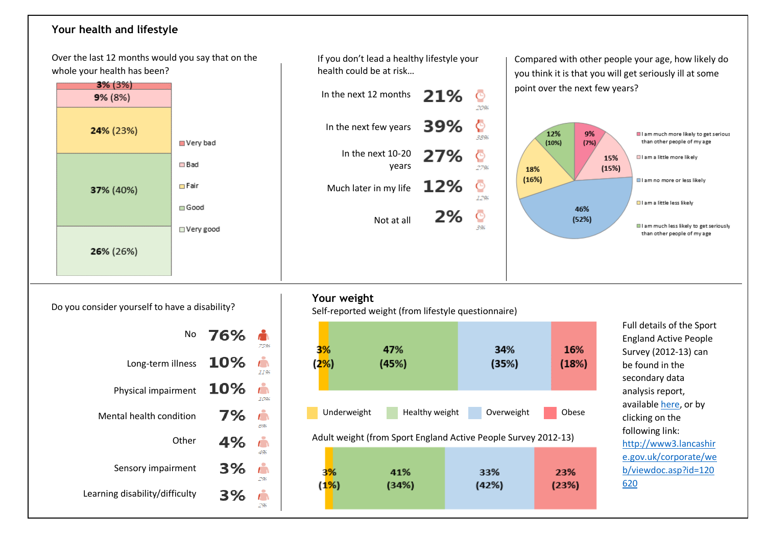## Your health and lifestyle

Over the last 12 months would you say that on the whole your health has been?

| Response | % |
|---|---|
| Very bad | 3% (3%) |
| Bad | 9% (8%) |
| Fair | 24% (23%) |
| Good | 37% (40%) |
| Very good | 26% (26%) |

If you don't lead a healthy lifestyle your health could be at risk…

| Response | % | Comparison |
|---|---|---|
| In the next 12 months | 21% | 20% |
| In the next few years | 39% | 38% |
| In the next 10-20 years | 27% | 27% |
| Much later in my life | 12% | 12% |
| Not at all | 2% | 3% |

Compared with other people your age, how likely do you think it is that you will get seriously ill at some point over the next few years?

| Response | % |
|---|---|
| I am much more likely to get serious than other people of my age | 9% (7%) |
| I am a little more likely | 15% (15%) |
| I am no more or less likely | 46% (52%) |
| I am a little less likely | 18% (16%) |
| I am much less likely to get seriously than other people of my age | 12% (10%) |

Do you consider yourself to have a disability?

| Response | % | Comparison |
|---|---|---|
| No | 76% | 75% |
| Long-term illness | 10% | 11% |
| Physical impairment | 10% | 10% |
| Mental health condition | 7% | 6% |
| Other | 4% | 4% |
| Sensory impairment | 3% | 2% |
| Learning disability/difficulty | 3% | 2% |

## Your weight

Self-reported weight (from lifestyle questionnaire)

| Underweight | Healthy weight | Overweight | Obese |
|---|---|---|---|
| 3% (2%) | 47% (45%) | 34% (35%) | 16% (18%) |

Adult weight (from Sport England Active People Survey 2012-13)

| Underweight | Healthy weight | Overweight | Obese |
|---|---|---|---|
| 3% (1%) | 41% (34%) | 33% (42%) | 23% (23%) |

Full details of the Sport England Active People Survey (2012-13) can be found in the secondary data analysis report, available here, or by clicking on the following link: http://www3.lancashire.gov.uk/corporate/web/viewdoc.asp?id=120620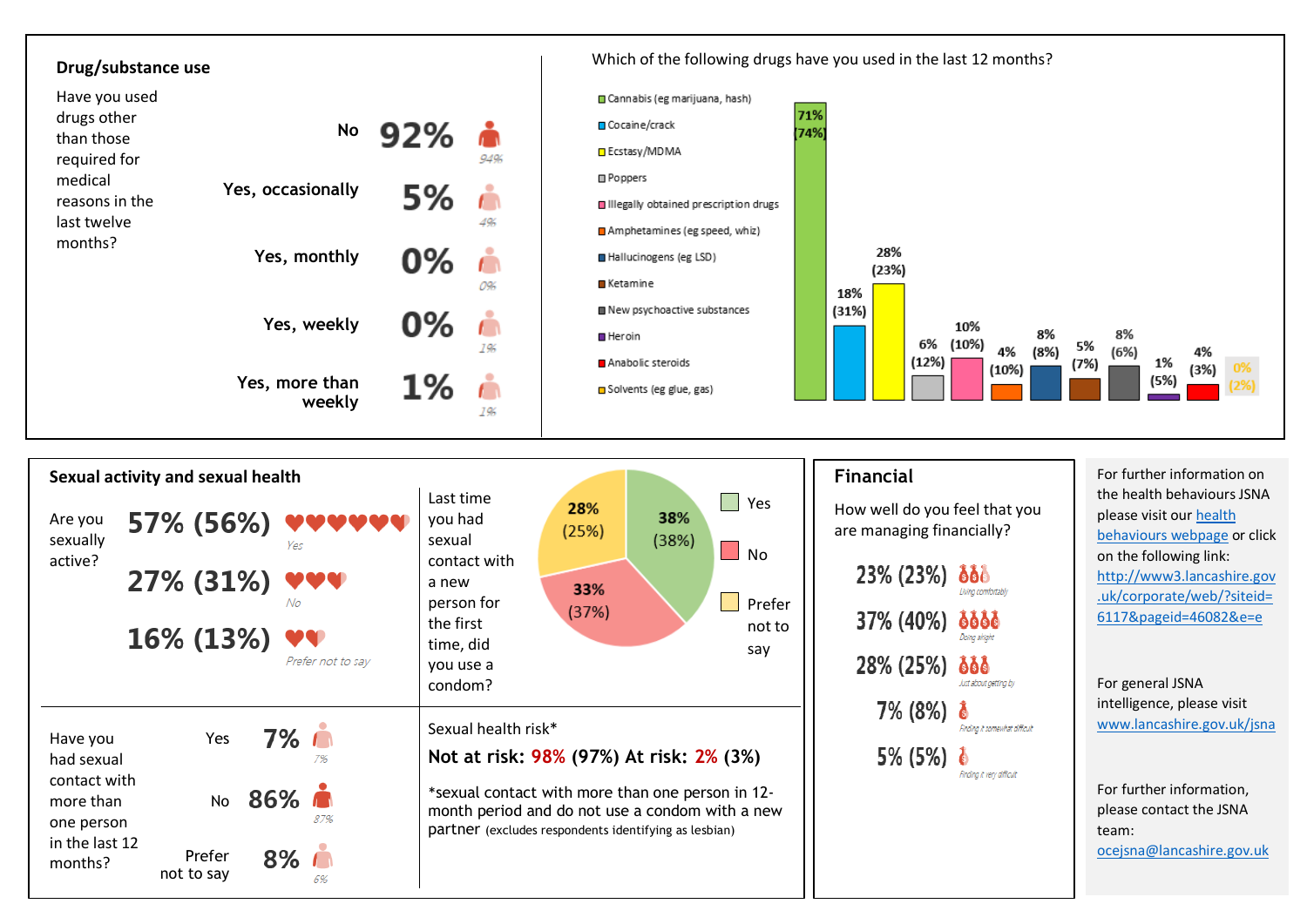## Drug/substance use

Have you used drugs other than those required for medical reasons in the last twelve months?

No **92%** 94%

Yes, occasionally **5%** 4%

Yes, monthly **0%** 0%

Yes, weekly **0%** 1%

Yes, more than weekly **1%** 1%

Which of the following drugs have you used in the last 12 months?

Cannabis (eg marijuana, hash) 71% (74%)

Cocaine/crack 18% (31%)

Ecstasy/MDMA 28% (23%)

Poppers 6% (12%)

Illegally obtained prescription drugs 10% (10%)

Amphetamines (eg speed, whiz) 4% (10%)

Hallucinogens (eg LSD) 8% (8%)

Ketamine 5% (7%)

New psychoactive substances 8% (6%)

Heroin 1% (5%)

Anabolic steroids 4% (3%)

Solvents (eg glue, gas) 0% (2%)

## Sexual activity and sexual health

Are you sexually active?

**57% (56%)** Yes

**27% (31%)** No

**16% (13%)** Prefer not to say

Last time you had sexual contact with a new person for the first time, did you use a condom?

Yes 38% (38%)

No 33% (37%)

Prefer not to say 28% (25%)

Have you had sexual contact with more than one person in the last 12 months?

Yes **7%** 7%

No **86%** 87%

Prefer not to say **8%** 6%

Sexual health risk*

**Not at risk: 98% (97%) At risk: 2% (3%)**

*sexual contact with more than one person in 12-month period and do not use a condom with a new partner (excludes respondents identifying as lesbian)

## Financial

How well do you feel that you are managing financially?

23% (23%) Living comfortably

37% (40%) Doing alright

28% (25%) Just about getting by

7% (8%) Finding it somewhat difficult

5% (5%) Finding it very difficult

For further information on the health behaviours JSNA please visit our health behaviours webpage or click on the following link: http://www3.lancashire.gov.uk/corporate/web/?siteid=6117&pageid=46082&e=e

For general JSNA intelligence, please visit www.lancashire.gov.uk/jsna

For further information, please contact the JSNA team: ocejsna@lancashire.gov.uk